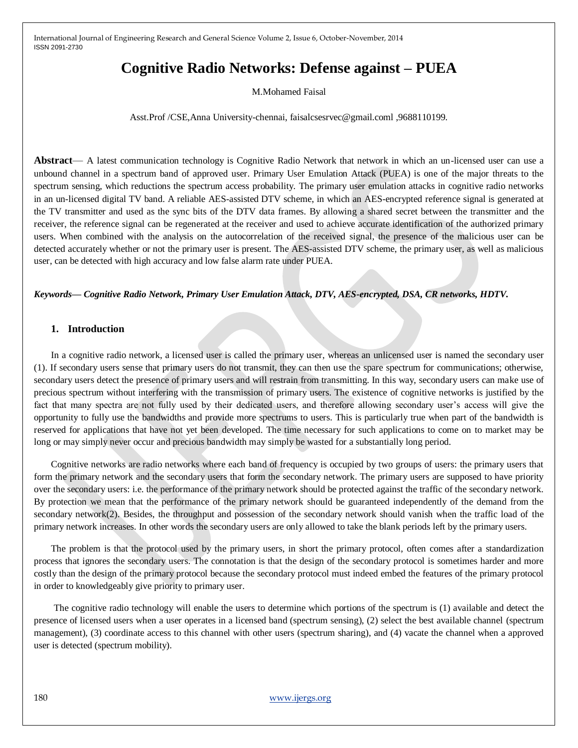# Cognitive Radio Networks: Defense against – PUEA

M.Mohamed Faisal

Asst.Prof /CSE,Anna University-chennai, faisalcsesrvec@gmail.coml ,9688110199.

**Abstract**— A latest communication technology is Cognitive Radio Network that network in which an un-licensed user can use a unbound channel in a spectrum band of approved user. Primary User Emulation Attack (PUEA) is one of the major threats to the spectrum sensing, which reductions the spectrum access probability. The primary user emulation attacks in cognitive radio networks in an un-licensed digital TV band. A reliable AES-assisted DTV scheme, in which an AES-encrypted reference signal is generated at the TV transmitter and used as the sync bits of the DTV data frames. By allowing a shared secret between the transmitter and the receiver, the reference signal can be regenerated at the receiver and used to achieve accurate identification of the authorized primary users. When combined with the analysis on the autocorrelation of the received signal, the presence of the malicious user can be detected accurately whether or not the primary user is present. The AES-assisted DTV scheme, the primary user, as well as malicious user, can be detected with high accuracy and low false alarm rate under PUEA.

***Keywords— Cognitive Radio Network, Primary User Emulation Attack, DTV, AES-encrypted, DSA, CR networks, HDTV.***

## 1. Introduction

In a cognitive radio network, a licensed user is called the primary user, whereas an unlicensed user is named the secondary user (1). If secondary users sense that primary users do not transmit, they can then use the spare spectrum for communications; otherwise, secondary users detect the presence of primary users and will restrain from transmitting. In this way, secondary users can make use of precious spectrum without interfering with the transmission of primary users. The existence of cognitive networks is justified by the fact that many spectra are not fully used by their dedicated users, and therefore allowing secondary user's access will give the opportunity to fully use the bandwidths and provide more spectrums to users. This is particularly true when part of the bandwidth is reserved for applications that have not yet been developed. The time necessary for such applications to come on to market may be long or may simply never occur and precious bandwidth may simply be wasted for a substantially long period.

Cognitive networks are radio networks where each band of frequency is occupied by two groups of users: the primary users that form the primary network and the secondary users that form the secondary network. The primary users are supposed to have priority over the secondary users: i.e. the performance of the primary network should be protected against the traffic of the secondary network. By protection we mean that the performance of the primary network should be guaranteed independently of the demand from the secondary network(2). Besides, the throughput and possession of the secondary network should vanish when the traffic load of the primary network increases. In other words the secondary users are only allowed to take the blank periods left by the primary users.

The problem is that the protocol used by the primary users, in short the primary protocol, often comes after a standardization process that ignores the secondary users. The connotation is that the design of the secondary protocol is sometimes harder and more costly than the design of the primary protocol because the secondary protocol must indeed embed the features of the primary protocol in order to knowledgeably give priority to primary user.

The cognitive radio technology will enable the users to determine which portions of the spectrum is (1) available and detect the presence of licensed users when a user operates in a licensed band (spectrum sensing), (2) select the best available channel (spectrum management), (3) coordinate access to this channel with other users (spectrum sharing), and (4) vacate the channel when a approved user is detected (spectrum mobility).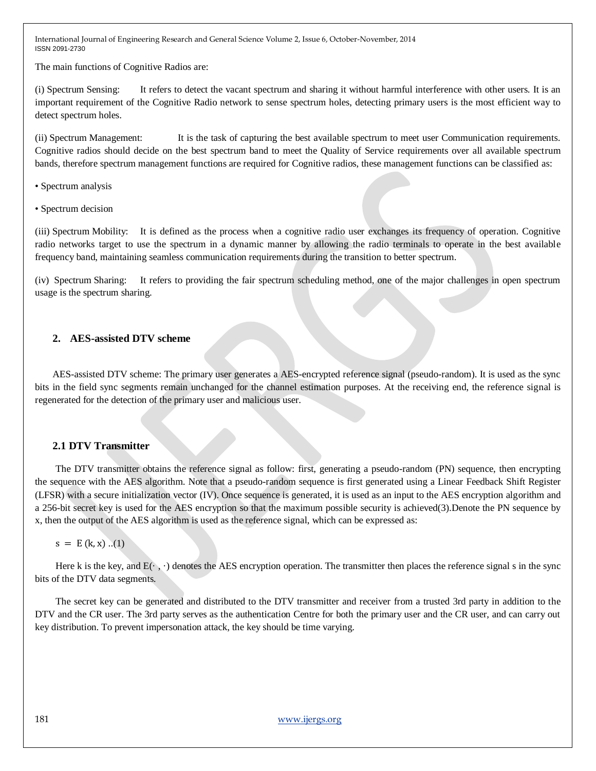The main functions of Cognitive Radios are:

(i) Spectrum Sensing: It refers to detect the vacant spectrum and sharing it without harmful interference with other users. It is an important requirement of the Cognitive Radio network to sense spectrum holes, detecting primary users is the most efficient way to detect spectrum holes.

(ii) Spectrum Management: It is the task of capturing the best available spectrum to meet user Communication requirements. Cognitive radios should decide on the best spectrum band to meet the Quality of Service requirements over all available spectrum bands, therefore spectrum management functions are required for Cognitive radios, these management functions can be classified as:

- Spectrum analysis
- Spectrum decision

(iii) Spectrum Mobility: It is defined as the process when a cognitive radio user exchanges its frequency of operation. Cognitive radio networks target to use the spectrum in a dynamic manner by allowing the radio terminals to operate in the best available frequency band, maintaining seamless communication requirements during the transition to better spectrum.

(iv) Spectrum Sharing: It refers to providing the fair spectrum scheduling method, one of the major challenges in open spectrum usage is the spectrum sharing.

## 2. AES-assisted DTV scheme

AES-assisted DTV scheme: The primary user generates a AES-encrypted reference signal (pseudo-random). It is used as the sync bits in the field sync segments remain unchanged for the channel estimation purposes. At the receiving end, the reference signal is regenerated for the detection of the primary user and malicious user.

### 2.1 DTV Transmitter

The DTV transmitter obtains the reference signal as follow: first, generating a pseudo-random (PN) sequence, then encrypting the sequence with the AES algorithm. Note that a pseudo-random sequence is first generated using a Linear Feedback Shift Register (LFSR) with a secure initialization vector (IV). Once sequence is generated, it is used as an input to the AES encryption algorithm and a 256-bit secret key is used for the AES encryption so that the maximum possible security is achieved(3).Denote the PN sequence by x, then the output of the AES algorithm is used as the reference signal, which can be expressed as:

$$s = E(k, x) \quad ..(1)$$

Here k is the key, and $E(\cdot, \cdot)$ denotes the AES encryption operation. The transmitter then places the reference signal s in the sync bits of the DTV data segments.

The secret key can be generated and distributed to the DTV transmitter and receiver from a trusted 3rd party in addition to the DTV and the CR user. The 3rd party serves as the authentication Centre for both the primary user and the CR user, and can carry out key distribution. To prevent impersonation attack, the key should be time varying.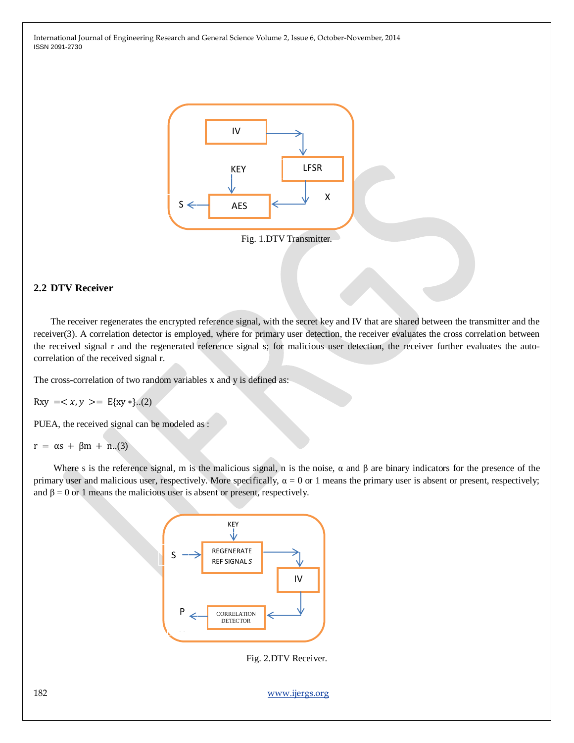Fig. 1.DTV Transmitter.

## 2.2 DTV Receiver

The receiver regenerates the encrypted reference signal, with the secret key and IV that are shared between the transmitter and the receiver(3). A correlation detector is employed, where for primary user detection, the receiver evaluates the cross correlation between the received signal r and the regenerated reference signal s; for malicious user detection, the receiver further evaluates the auto-correlation of the received signal r.

The cross-correlation of two random variables x and y is defined as:

$R_{xy} = \langle x, y \rangle = E\{xy^*\}$..(2)

PUEA, the received signal can be modeled as :

$r = \alpha s + \beta m + n$..(3)

Where s is the reference signal, m is the malicious signal, n is the noise, α and β are binary indicators for the presence of the primary user and malicious user, respectively. More specifically, α = 0 or 1 means the primary user is absent or present, respectively; and β = 0 or 1 means the malicious user is absent or present, respectively.

Fig. 2.DTV Receiver.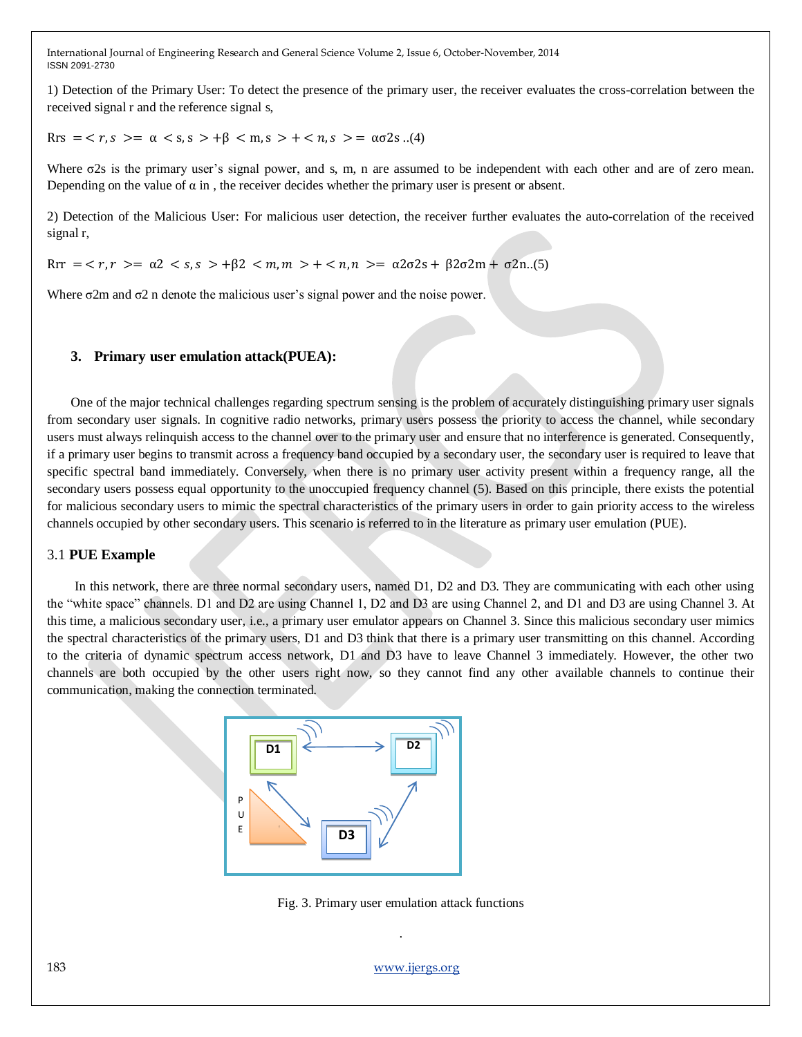1) Detection of the Primary User: To detect the presence of the primary user, the receiver evaluates the cross-correlation between the received signal r and the reference signal s,

$$R_{rs} = \langle r, s \rangle = \alpha \langle s, s \rangle + \beta \langle m, s \rangle + \langle n, s \rangle = \alpha\sigma^2 s \quad ..(4)$$

Where $\sigma^2 s$ is the primary user's signal power, and s, m, n are assumed to be independent with each other and are of zero mean. Depending on the value of $\alpha$ in , the receiver decides whether the primary user is present or absent.

2) Detection of the Malicious User: For malicious user detection, the receiver further evaluates the auto-correlation of the received signal r,

$$R_{rr} = \langle r, r \rangle = \alpha^2 \langle s, s \rangle + \beta^2 \langle m, m \rangle + \langle n, n \rangle = \alpha^2\sigma^2 s + \beta^2\sigma^2 m + \sigma^2 n \quad ..(5)$$

Where $\sigma^2 m$ and $\sigma^2 n$ denote the malicious user's signal power and the noise power.

## 3. Primary user emulation attack(PUEA):

One of the major technical challenges regarding spectrum sensing is the problem of accurately distinguishing primary user signals from secondary user signals. In cognitive radio networks, primary users possess the priority to access the channel, while secondary users must always relinquish access to the channel over to the primary user and ensure that no interference is generated. Consequently, if a primary user begins to transmit across a frequency band occupied by a secondary user, the secondary user is required to leave that specific spectral band immediately. Conversely, when there is no primary user activity present within a frequency range, all the secondary users possess equal opportunity to the unoccupied frequency channel (5). Based on this principle, there exists the potential for malicious secondary users to mimic the spectral characteristics of the primary users in order to gain priority access to the wireless channels occupied by other secondary users. This scenario is referred to in the literature as primary user emulation (PUE).

### 3.1 PUE Example

In this network, there are three normal secondary users, named D1, D2 and D3. They are communicating with each other using the "white space" channels. D1 and D2 are using Channel 1, D2 and D3 are using Channel 2, and D1 and D3 are using Channel 3. At this time, a malicious secondary user, i.e., a primary user emulator appears on Channel 3. Since this malicious secondary user mimics the spectral characteristics of the primary users, D1 and D3 think that there is a primary user transmitting on this channel. According to the criteria of dynamic spectrum access network, D1 and D3 have to leave Channel 3 immediately. However, the other two channels are both occupied by the other users right now, so they cannot find any other available channels to continue their communication, making the connection terminated.

Fig. 3. Primary user emulation attack functions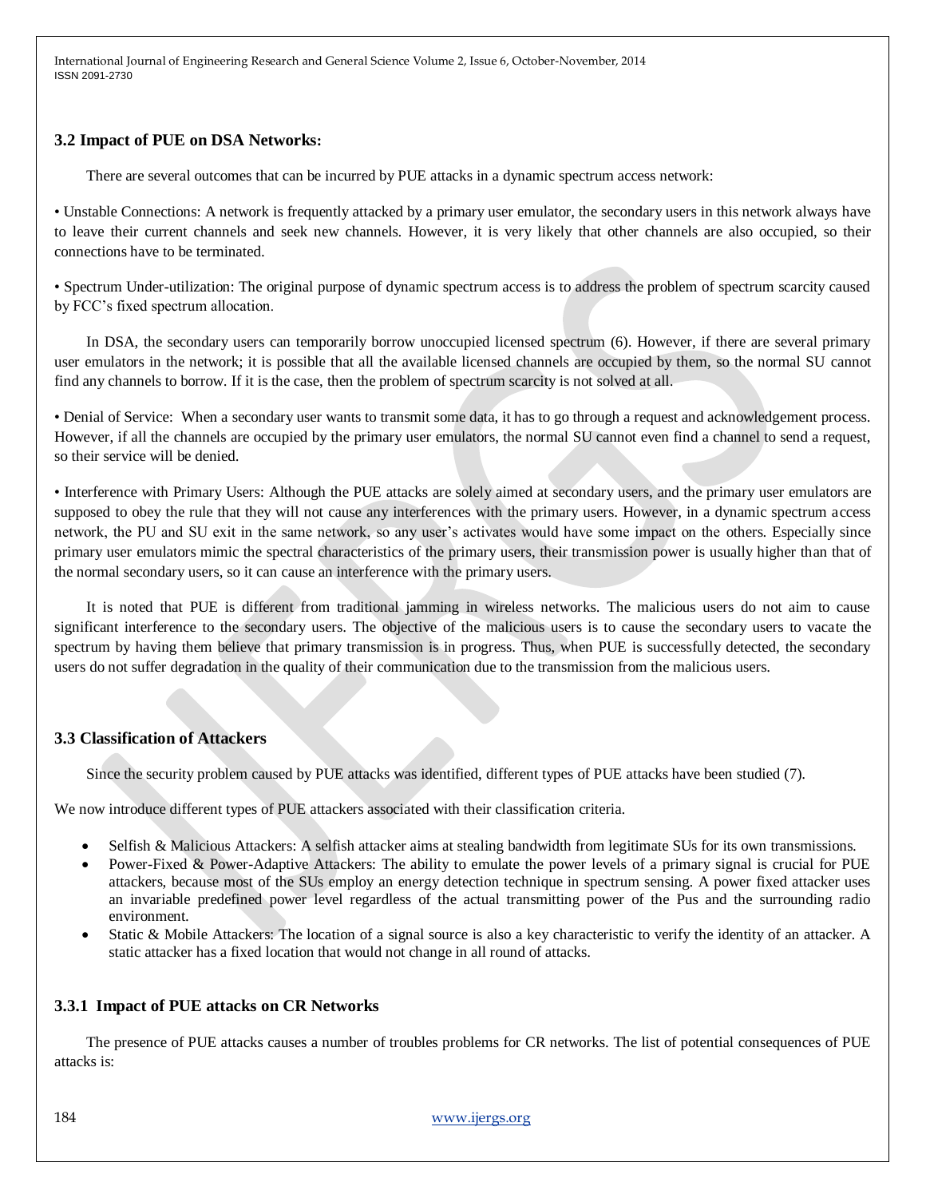### 3.2 Impact of PUE on DSA Networks:

There are several outcomes that can be incurred by PUE attacks in a dynamic spectrum access network:

• Unstable Connections: A network is frequently attacked by a primary user emulator, the secondary users in this network always have to leave their current channels and seek new channels. However, it is very likely that other channels are also occupied, so their connections have to be terminated.

• Spectrum Under-utilization: The original purpose of dynamic spectrum access is to address the problem of spectrum scarcity caused by FCC's fixed spectrum allocation.

In DSA, the secondary users can temporarily borrow unoccupied licensed spectrum (6). However, if there are several primary user emulators in the network; it is possible that all the available licensed channels are occupied by them, so the normal SU cannot find any channels to borrow. If it is the case, then the problem of spectrum scarcity is not solved at all.

• Denial of Service: When a secondary user wants to transmit some data, it has to go through a request and acknowledgement process. However, if all the channels are occupied by the primary user emulators, the normal SU cannot even find a channel to send a request, so their service will be denied.

• Interference with Primary Users: Although the PUE attacks are solely aimed at secondary users, and the primary user emulators are supposed to obey the rule that they will not cause any interferences with the primary users. However, in a dynamic spectrum access network, the PU and SU exit in the same network, so any user's activates would have some impact on the others. Especially since primary user emulators mimic the spectral characteristics of the primary users, their transmission power is usually higher than that of the normal secondary users, so it can cause an interference with the primary users.

It is noted that PUE is different from traditional jamming in wireless networks. The malicious users do not aim to cause significant interference to the secondary users. The objective of the malicious users is to cause the secondary users to vacate the spectrum by having them believe that primary transmission is in progress. Thus, when PUE is successfully detected, the secondary users do not suffer degradation in the quality of their communication due to the transmission from the malicious users.

### 3.3 Classification of Attackers

Since the security problem caused by PUE attacks was identified, different types of PUE attacks have been studied (7).

We now introduce different types of PUE attackers associated with their classification criteria.

- Selfish & Malicious Attackers: A selfish attacker aims at stealing bandwidth from legitimate SUs for its own transmissions.
- Power-Fixed & Power-Adaptive Attackers: The ability to emulate the power levels of a primary signal is crucial for PUE attackers, because most of the SUs employ an energy detection technique in spectrum sensing. A power fixed attacker uses an invariable predefined power level regardless of the actual transmitting power of the Pus and the surrounding radio environment.
- Static & Mobile Attackers: The location of a signal source is also a key characteristic to verify the identity of an attacker. A static attacker has a fixed location that would not change in all round of attacks.

### 3.3.1 Impact of PUE attacks on CR Networks

The presence of PUE attacks causes a number of troubles problems for CR networks. The list of potential consequences of PUE attacks is: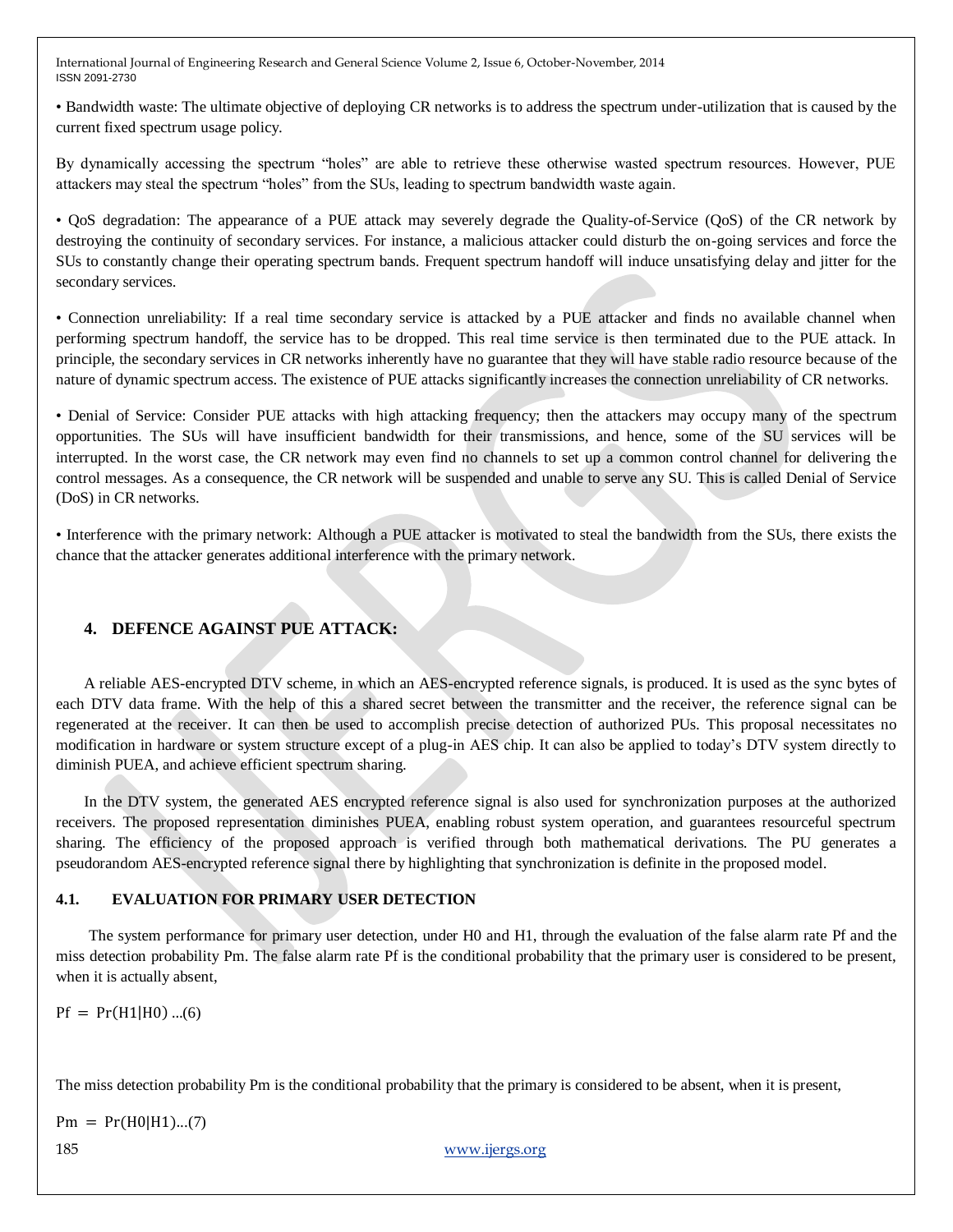• Bandwidth waste: The ultimate objective of deploying CR networks is to address the spectrum under-utilization that is caused by the current fixed spectrum usage policy.

By dynamically accessing the spectrum "holes" are able to retrieve these otherwise wasted spectrum resources. However, PUE attackers may steal the spectrum "holes" from the SUs, leading to spectrum bandwidth waste again.

• QoS degradation: The appearance of a PUE attack may severely degrade the Quality-of-Service (QoS) of the CR network by destroying the continuity of secondary services. For instance, a malicious attacker could disturb the on-going services and force the SUs to constantly change their operating spectrum bands. Frequent spectrum handoff will induce unsatisfying delay and jitter for the secondary services.

• Connection unreliability: If a real time secondary service is attacked by a PUE attacker and finds no available channel when performing spectrum handoff, the service has to be dropped. This real time service is then terminated due to the PUE attack. In principle, the secondary services in CR networks inherently have no guarantee that they will have stable radio resource because of the nature of dynamic spectrum access. The existence of PUE attacks significantly increases the connection unreliability of CR networks.

• Denial of Service: Consider PUE attacks with high attacking frequency; then the attackers may occupy many of the spectrum opportunities. The SUs will have insufficient bandwidth for their transmissions, and hence, some of the SU services will be interrupted. In the worst case, the CR network may even find no channels to set up a common control channel for delivering the control messages. As a consequence, the CR network will be suspended and unable to serve any SU. This is called Denial of Service (DoS) in CR networks.

• Interference with the primary network: Although a PUE attacker is motivated to steal the bandwidth from the SUs, there exists the chance that the attacker generates additional interference with the primary network.

## 4. DEFENCE AGAINST PUE ATTACK:

A reliable AES-encrypted DTV scheme, in which an AES-encrypted reference signals, is produced. It is used as the sync bytes of each DTV data frame. With the help of this a shared secret between the transmitter and the receiver, the reference signal can be regenerated at the receiver. It can then be used to accomplish precise detection of authorized PUs. This proposal necessitates no modification in hardware or system structure except of a plug-in AES chip. It can also be applied to today's DTV system directly to diminish PUEA, and achieve efficient spectrum sharing.

In the DTV system, the generated AES encrypted reference signal is also used for synchronization purposes at the authorized receivers. The proposed representation diminishes PUEA, enabling robust system operation, and guarantees resourceful spectrum sharing. The efficiency of the proposed approach is verified through both mathematical derivations. The PU generates a pseudorandom AES-encrypted reference signal there by highlighting that synchronization is definite in the proposed model.

### 4.1. EVALUATION FOR PRIMARY USER DETECTION

The system performance for primary user detection, under H0 and H1, through the evaluation of the false alarm rate Pf and the miss detection probability Pm. The false alarm rate Pf is the conditional probability that the primary user is considered to be present, when it is actually absent,

$$Pf = \Pr(H1|H0) \quad ...(6)$$

The miss detection probability Pm is the conditional probability that the primary is considered to be absent, when it is present,

$$Pm = \Pr(H0|H1) \quad ...(7)$$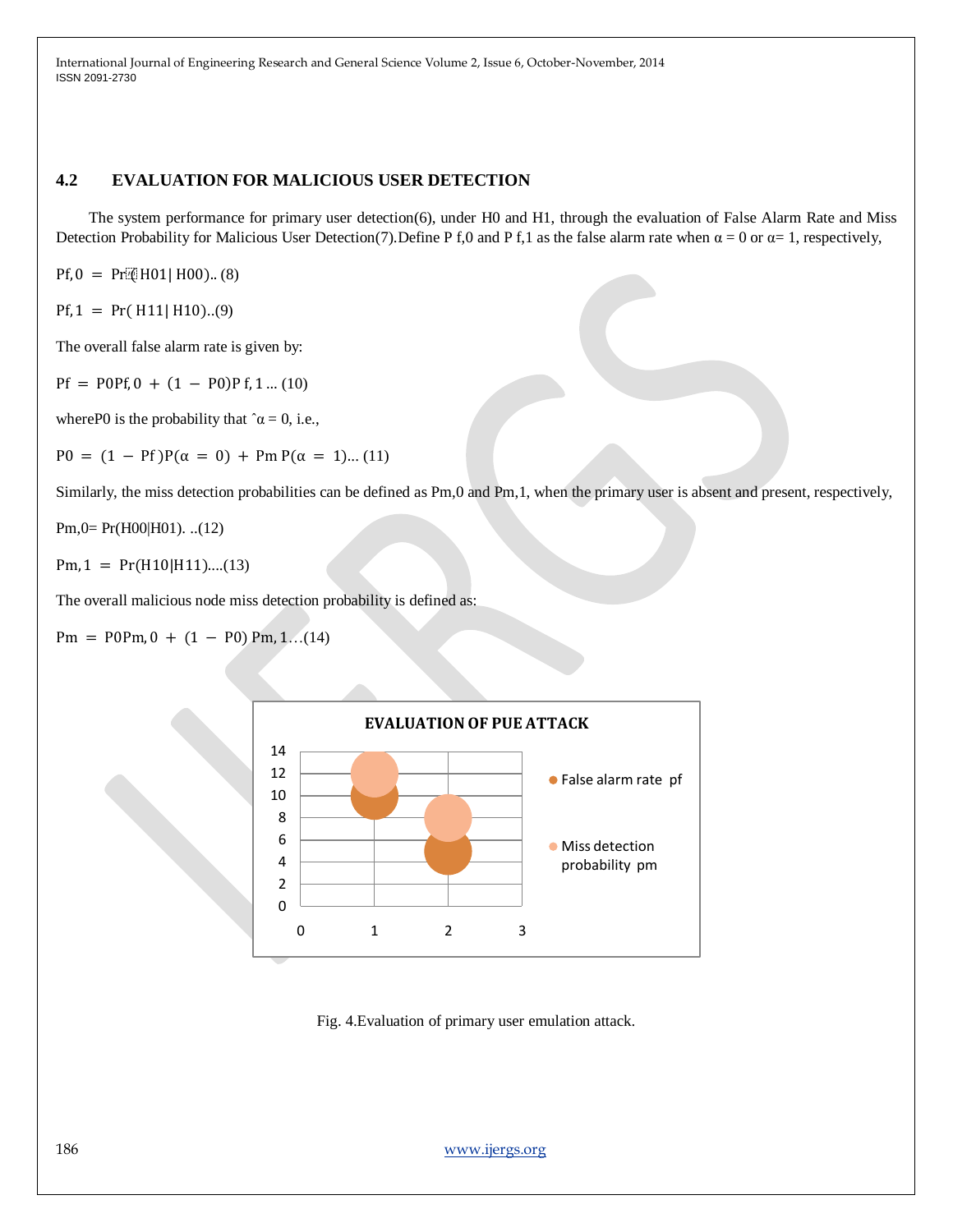## 4.2 EVALUATION FOR MALICIOUS USER DETECTION

The system performance for primary user detection(6), under H0 and H1, through the evaluation of False Alarm Rate and Miss Detection Probability for Malicious User Detection(7).Define $P_{f,0}$ and $P_{f,1}$ as the false alarm rate when $\alpha = 0$ or $\alpha = 1$, respectively,

$$P_{f,0} = \Pr(H_{01} | H_{00}) \quad (8)$$

$$P_{f,1} = \Pr(H_{11} | H_{10}) \quad (9)$$

The overall false alarm rate is given by:

$$P_f = P_0 P_{f,0} + (1 - P_0) P_{f,1} \quad (10)$$

where $P_0$ is the probability that $\hat{\alpha} = 0$, i.e.,

$$P_0 = (1 - P_f) P(\alpha = 0) + P_m P(\alpha = 1) \quad (11)$$

Similarly, the miss detection probabilities can be defined as $P_{m,0}$ and $P_{m,1}$, when the primary user is absent and present, respectively,

$$P_{m,0} = \Pr(H_{00} | H_{01}) \quad (12)$$

$$P_{m,1} = \Pr(H_{10} | H_{11}) \quad (13)$$

The overall malicious node miss detection probability is defined as:

$$P_m = P_0 P_{m,0} + (1 - P_0) P_{m,1} \quad (14)$$

Fig. 4.Evaluation of primary user emulation attack.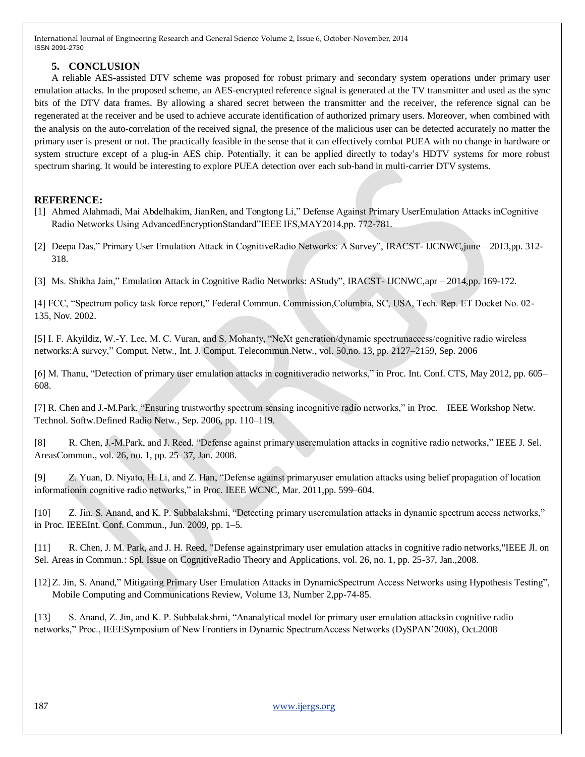## 5. CONCLUSION

A reliable AES-assisted DTV scheme was proposed for robust primary and secondary system operations under primary user emulation attacks. In the proposed scheme, an AES-encrypted reference signal is generated at the TV transmitter and used as the sync bits of the DTV data frames. By allowing a shared secret between the transmitter and the receiver, the reference signal can be regenerated at the receiver and be used to achieve accurate identification of authorized primary users. Moreover, when combined with the analysis on the auto-correlation of the received signal, the presence of the malicious user can be detected accurately no matter the primary user is present or not. The practically feasible in the sense that it can effectively combat PUEA with no change in hardware or system structure except of a plug-in AES chip. Potentially, it can be applied directly to today's HDTV systems for more robust spectrum sharing. It would be interesting to explore PUEA detection over each sub-band in multi-carrier DTV systems.

## REFERENCE:

[1] Ahmed Alahmadi, Mai Abdelhakim, JianRen, and Tongtong Li," Defense Against Primary UserEmulation Attacks inCognitive Radio Networks Using AdvancedEncryptionStandard"IEEE IFS,MAY2014,pp. 772-781.

[2] Deepa Das," Primary User Emulation Attack in CognitiveRadio Networks: A Survey", IRACST- IJCNWC,june – 2013,pp. 312-318.

[3] Ms. Shikha Jain," Emulation Attack in Cognitive Radio Networks: AStudy", IRACST- IJCNWC,apr – 2014,pp. 169-172.

[4] FCC, "Spectrum policy task force report," Federal Commun. Commission,Columbia, SC, USA, Tech. Rep. ET Docket No. 02-135, Nov. 2002.

[5] I. F. Akyildiz, W.-Y. Lee, M. C. Vuran, and S. Mohanty, "NeXt generation/dynamic spectrumaccess/cognitive radio wireless networks:A survey," Comput. Netw., Int. J. Comput. Telecommun.Netw., vol. 50,no. 13, pp. 2127–2159, Sep. 2006

[6] M. Thanu, "Detection of primary user emulation attacks in cognitiveradio networks," in Proc. Int. Conf. CTS, May 2012, pp. 605–608.

[7] R. Chen and J.-M.Park, "Ensuring trustworthy spectrum sensing incognitive radio networks," in Proc. IEEE Workshop Netw. Technol. Softw.Defined Radio Netw., Sep. 2006, pp. 110–119.

[8] R. Chen, J.-M.Park, and J. Reed, "Defense against primary useremulation attacks in cognitive radio networks," IEEE J. Sel. AreasCommun., vol. 26, no. 1, pp. 25–37, Jan. 2008.

[9] Z. Yuan, D. Niyato, H. Li, and Z. Han, "Defense against primaryuser emulation attacks using belief propagation of location informationin cognitive radio networks," in Proc. IEEE WCNC, Mar. 2011,pp. 599–604.

[10] Z. Jin, S. Anand, and K. P. Subbalakshmi, "Detecting primary useremulation attacks in dynamic spectrum access networks," in Proc. IEEEInt. Conf. Commun., Jun. 2009, pp. 1–5.

[11] R. Chen, J. M. Park, and J. H. Reed, "Defense againstprimary user emulation attacks in cognitive radio networks,"IEEE Jl. on Sel. Areas in Commun.: Spl. Issue on CognitiveRadio Theory and Applications, vol. 26, no. 1, pp. 25-37, Jan.,2008.

[12] Z. Jin, S. Anand," Mitigating Primary User Emulation Attacks in DynamicSpectrum Access Networks using Hypothesis Testing", Mobile Computing and Communications Review, Volume 13, Number 2,pp-74-85.

[13] S. Anand, Z. Jin, and K. P. Subbalakshmi, "Ananalytical model for primary user emulation attacksin cognitive radio networks," Proc., IEEESymposium of New Frontiers in Dynamic SpectrumAccess Networks (DySPAN'2008), Oct.2008